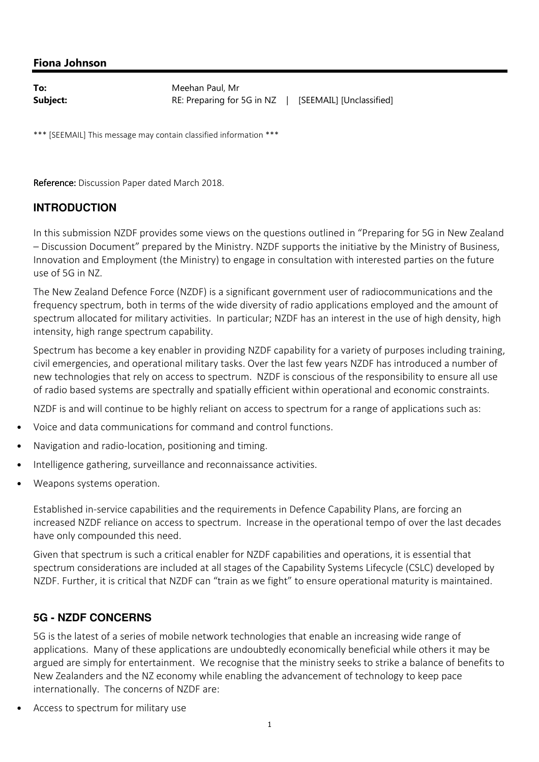**Fiona Johnson**

**To:** Meehan Paul, Mr
**Subject:** RE: Preparing for 5G in NZ | [SEEMAIL] [Unclassified]

*** [SEEMAIL] This message may contain classified information ***

**Reference:** Discussion Paper dated March 2018.

## INTRODUCTION

In this submission NZDF provides some views on the questions outlined in "Preparing for 5G in New Zealand – Discussion Document" prepared by the Ministry. NZDF supports the initiative by the Ministry of Business, Innovation and Employment (the Ministry) to engage in consultation with interested parties on the future use of 5G in NZ.

The New Zealand Defence Force (NZDF) is a significant government user of radiocommunications and the frequency spectrum, both in terms of the wide diversity of radio applications employed and the amount of spectrum allocated for military activities. In particular; NZDF has an interest in the use of high density, high intensity, high range spectrum capability.

Spectrum has become a key enabler in providing NZDF capability for a variety of purposes including training, civil emergencies, and operational military tasks. Over the last few years NZDF has introduced a number of new technologies that rely on access to spectrum. NZDF is conscious of the responsibility to ensure all use of radio based systems are spectrally and spatially efficient within operational and economic constraints.

NZDF is and will continue to be highly reliant on access to spectrum for a range of applications such as:

- Voice and data communications for command and control functions.
- Navigation and radio-location, positioning and timing.
- Intelligence gathering, surveillance and reconnaissance activities.
- Weapons systems operation.

Established in-service capabilities and the requirements in Defence Capability Plans, are forcing an increased NZDF reliance on access to spectrum. Increase in the operational tempo of over the last decades have only compounded this need.

Given that spectrum is such a critical enabler for NZDF capabilities and operations, it is essential that spectrum considerations are included at all stages of the Capability Systems Lifecycle (CSLC) developed by NZDF. Further, it is critical that NZDF can "train as we fight" to ensure operational maturity is maintained.

## 5G - NZDF CONCERNS

5G is the latest of a series of mobile network technologies that enable an increasing wide range of applications. Many of these applications are undoubtedly economically beneficial while others it may be argued are simply for entertainment. We recognise that the ministry seeks to strike a balance of benefits to New Zealanders and the NZ economy while enabling the advancement of technology to keep pace internationally. The concerns of NZDF are:

- Access to spectrum for military use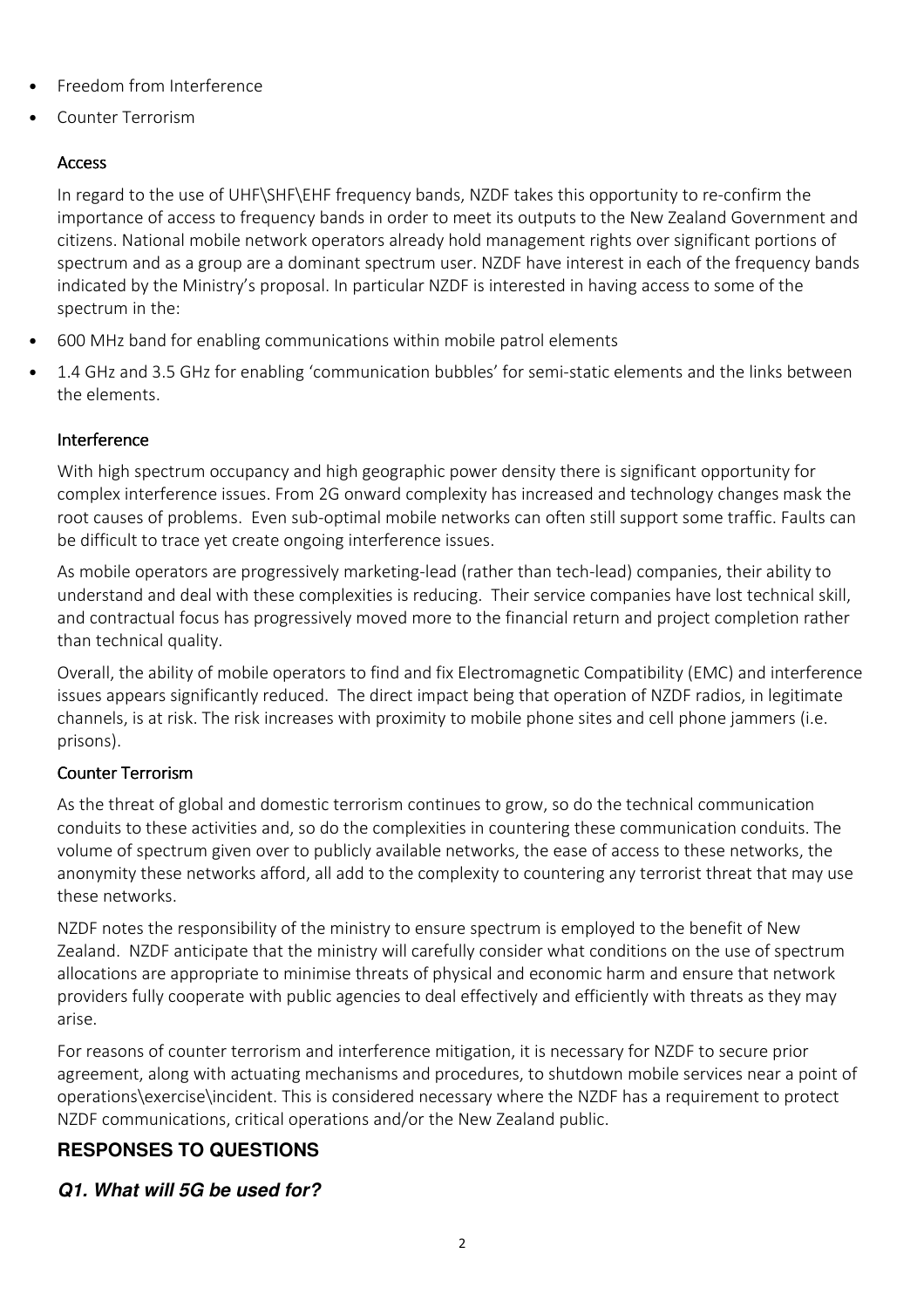- Freedom from Interference
- Counter Terrorism

### Access

In regard to the use of UHF\SHF\EHF frequency bands, NZDF takes this opportunity to re-confirm the importance of access to frequency bands in order to meet its outputs to the New Zealand Government and citizens. National mobile network operators already hold management rights over significant portions of spectrum and as a group are a dominant spectrum user. NZDF have interest in each of the frequency bands indicated by the Ministry's proposal. In particular NZDF is interested in having access to some of the spectrum in the:

- 600 MHz band for enabling communications within mobile patrol elements
- 1.4 GHz and 3.5 GHz for enabling 'communication bubbles' for semi-static elements and the links between the elements.

### Interference

With high spectrum occupancy and high geographic power density there is significant opportunity for complex interference issues. From 2G onward complexity has increased and technology changes mask the root causes of problems. Even sub-optimal mobile networks can often still support some traffic. Faults can be difficult to trace yet create ongoing interference issues.

As mobile operators are progressively marketing-lead (rather than tech-lead) companies, their ability to understand and deal with these complexities is reducing. Their service companies have lost technical skill, and contractual focus has progressively moved more to the financial return and project completion rather than technical quality.

Overall, the ability of mobile operators to find and fix Electromagnetic Compatibility (EMC) and interference issues appears significantly reduced. The direct impact being that operation of NZDF radios, in legitimate channels, is at risk. The risk increases with proximity to mobile phone sites and cell phone jammers (i.e. prisons).

### Counter Terrorism

As the threat of global and domestic terrorism continues to grow, so do the technical communication conduits to these activities and, so do the complexities in countering these communication conduits. The volume of spectrum given over to publicly available networks, the ease of access to these networks, the anonymity these networks afford, all add to the complexity to countering any terrorist threat that may use these networks.

NZDF notes the responsibility of the ministry to ensure spectrum is employed to the benefit of New Zealand. NZDF anticipate that the ministry will carefully consider what conditions on the use of spectrum allocations are appropriate to minimise threats of physical and economic harm and ensure that network providers fully cooperate with public agencies to deal effectively and efficiently with threats as they may arise.

For reasons of counter terrorism and interference mitigation, it is necessary for NZDF to secure prior agreement, along with actuating mechanisms and procedures, to shutdown mobile services near a point of operations\exercise\incident. This is considered necessary where the NZDF has a requirement to protect NZDF communications, critical operations and/or the New Zealand public.

## RESPONSES TO QUESTIONS

### *Q1. What will 5G be used for?*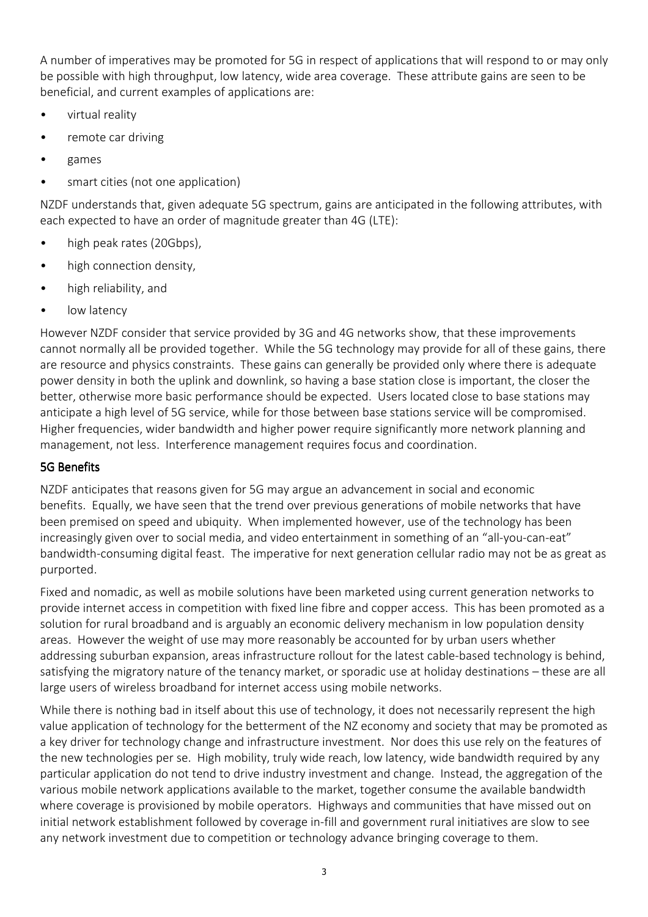A number of imperatives may be promoted for 5G in respect of applications that will respond to or may only be possible with high throughput, low latency, wide area coverage. These attribute gains are seen to be beneficial, and current examples of applications are:

- virtual reality
- remote car driving
- games
- smart cities (not one application)

NZDF understands that, given adequate 5G spectrum, gains are anticipated in the following attributes, with each expected to have an order of magnitude greater than 4G (LTE):

- high peak rates (20Gbps),
- high connection density,
- high reliability, and
- low latency

However NZDF consider that service provided by 3G and 4G networks show, that these improvements cannot normally all be provided together. While the 5G technology may provide for all of these gains, there are resource and physics constraints. These gains can generally be provided only where there is adequate power density in both the uplink and downlink, so having a base station close is important, the closer the better, otherwise more basic performance should be expected. Users located close to base stations may anticipate a high level of 5G service, while for those between base stations service will be compromised. Higher frequencies, wider bandwidth and higher power require significantly more network planning and management, not less. Interference management requires focus and coordination.

## 5G Benefits

NZDF anticipates that reasons given for 5G may argue an advancement in social and economic benefits. Equally, we have seen that the trend over previous generations of mobile networks that have been premised on speed and ubiquity. When implemented however, use of the technology has been increasingly given over to social media, and video entertainment in something of an "all-you-can-eat" bandwidth-consuming digital feast. The imperative for next generation cellular radio may not be as great as purported.

Fixed and nomadic, as well as mobile solutions have been marketed using current generation networks to provide internet access in competition with fixed line fibre and copper access. This has been promoted as a solution for rural broadband and is arguably an economic delivery mechanism in low population density areas. However the weight of use may more reasonably be accounted for by urban users whether addressing suburban expansion, areas infrastructure rollout for the latest cable-based technology is behind, satisfying the migratory nature of the tenancy market, or sporadic use at holiday destinations – these are all large users of wireless broadband for internet access using mobile networks.

While there is nothing bad in itself about this use of technology, it does not necessarily represent the high value application of technology for the betterment of the NZ economy and society that may be promoted as a key driver for technology change and infrastructure investment. Nor does this use rely on the features of the new technologies per se. High mobility, truly wide reach, low latency, wide bandwidth required by any particular application do not tend to drive industry investment and change. Instead, the aggregation of the various mobile network applications available to the market, together consume the available bandwidth where coverage is provisioned by mobile operators. Highways and communities that have missed out on initial network establishment followed by coverage in-fill and government rural initiatives are slow to see any network investment due to competition or technology advance bringing coverage to them.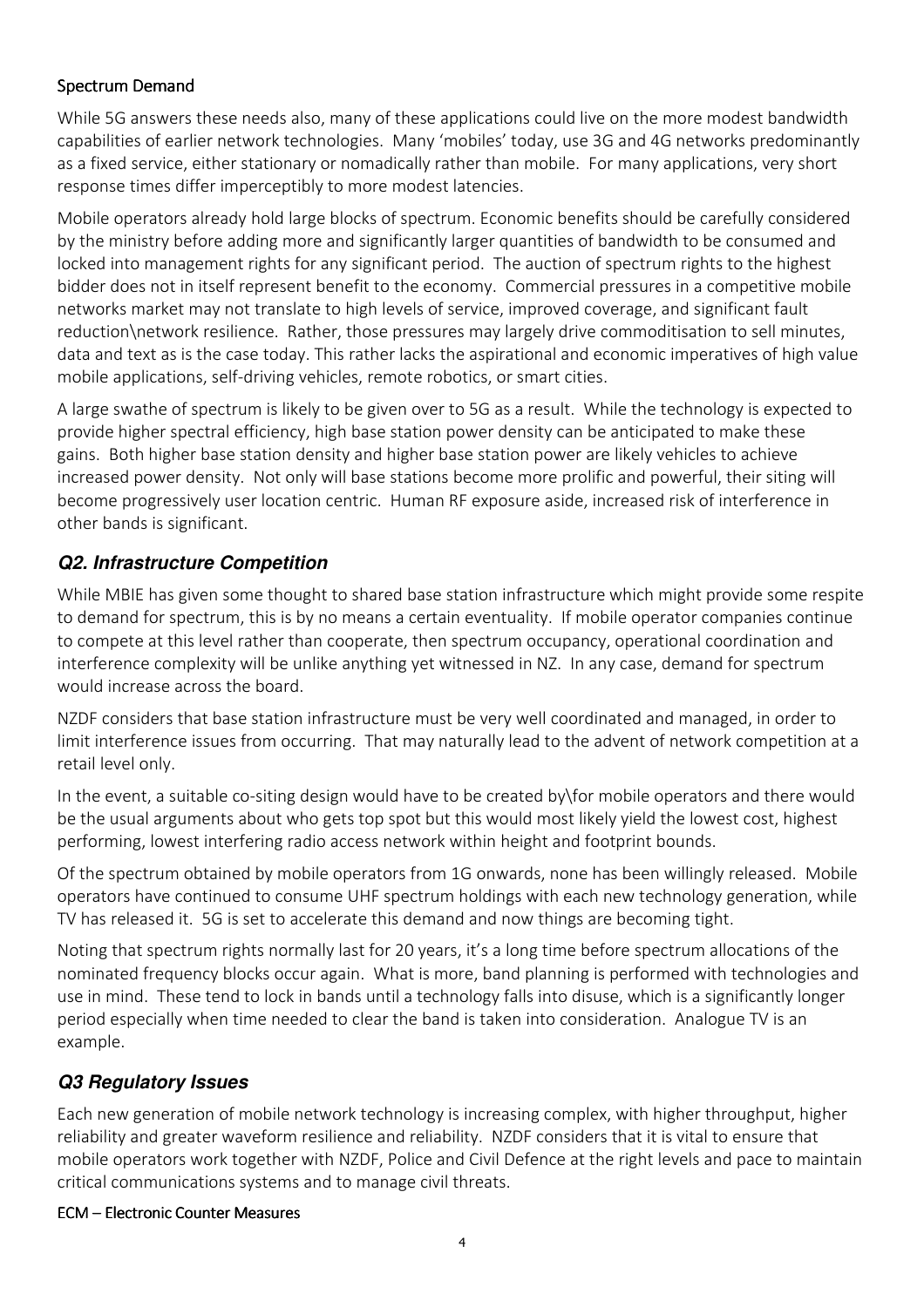#### Spectrum Demand

While 5G answers these needs also, many of these applications could live on the more modest bandwidth capabilities of earlier network technologies. Many 'mobiles' today, use 3G and 4G networks predominantly as a fixed service, either stationary or nomadically rather than mobile. For many applications, very short response times differ imperceptibly to more modest latencies.

Mobile operators already hold large blocks of spectrum. Economic benefits should be carefully considered by the ministry before adding more and significantly larger quantities of bandwidth to be consumed and locked into management rights for any significant period. The auction of spectrum rights to the highest bidder does not in itself represent benefit to the economy. Commercial pressures in a competitive mobile networks market may not translate to high levels of service, improved coverage, and significant fault reduction\network resilience. Rather, those pressures may largely drive commoditisation to sell minutes, data and text as is the case today. This rather lacks the aspirational and economic imperatives of high value mobile applications, self-driving vehicles, remote robotics, or smart cities.

A large swathe of spectrum is likely to be given over to 5G as a result. While the technology is expected to provide higher spectral efficiency, high base station power density can be anticipated to make these gains. Both higher base station density and higher base station power are likely vehicles to achieve increased power density. Not only will base stations become more prolific and powerful, their siting will become progressively user location centric. Human RF exposure aside, increased risk of interference in other bands is significant.

## *Q2. Infrastructure Competition*

While MBIE has given some thought to shared base station infrastructure which might provide some respite to demand for spectrum, this is by no means a certain eventuality. If mobile operator companies continue to compete at this level rather than cooperate, then spectrum occupancy, operational coordination and interference complexity will be unlike anything yet witnessed in NZ. In any case, demand for spectrum would increase across the board.

NZDF considers that base station infrastructure must be very well coordinated and managed, in order to limit interference issues from occurring. That may naturally lead to the advent of network competition at a retail level only.

In the event, a suitable co-siting design would have to be created by\for mobile operators and there would be the usual arguments about who gets top spot but this would most likely yield the lowest cost, highest performing, lowest interfering radio access network within height and footprint bounds.

Of the spectrum obtained by mobile operators from 1G onwards, none has been willingly released. Mobile operators have continued to consume UHF spectrum holdings with each new technology generation, while TV has released it. 5G is set to accelerate this demand and now things are becoming tight.

Noting that spectrum rights normally last for 20 years, it's a long time before spectrum allocations of the nominated frequency blocks occur again. What is more, band planning is performed with technologies and use in mind. These tend to lock in bands until a technology falls into disuse, which is a significantly longer period especially when time needed to clear the band is taken into consideration. Analogue TV is an example.

## *Q3 Regulatory Issues*

Each new generation of mobile network technology is increasing complex, with higher throughput, higher reliability and greater waveform resilience and reliability. NZDF considers that it is vital to ensure that mobile operators work together with NZDF, Police and Civil Defence at the right levels and pace to maintain critical communications systems and to manage civil threats.

#### ECM – Electronic Counter Measures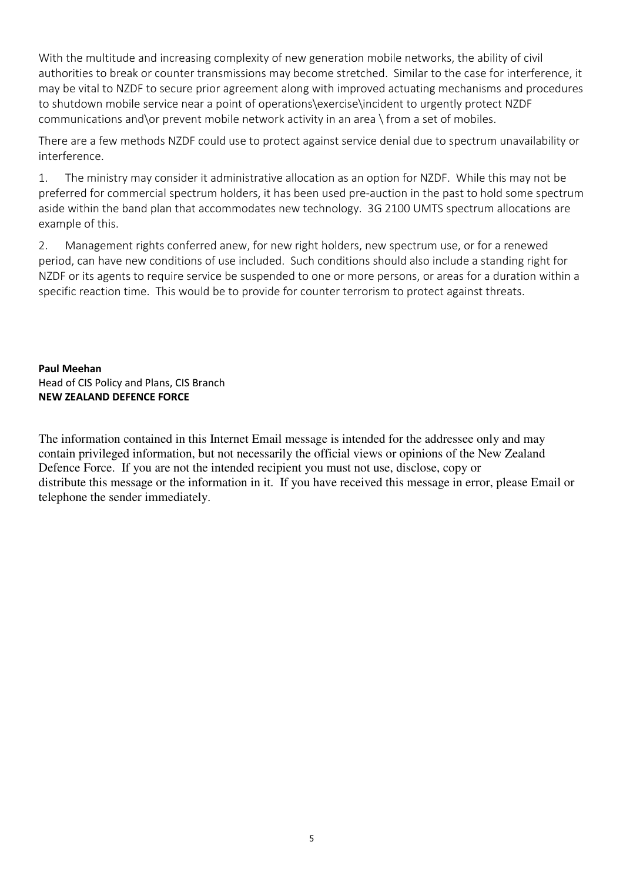With the multitude and increasing complexity of new generation mobile networks, the ability of civil authorities to break or counter transmissions may become stretched. Similar to the case for interference, it may be vital to NZDF to secure prior agreement along with improved actuating mechanisms and procedures to shutdown mobile service near a point of operations\exercise\incident to urgently protect NZDF communications and\or prevent mobile network activity in an area \ from a set of mobiles.

There are a few methods NZDF could use to protect against service denial due to spectrum unavailability or interference.

1. The ministry may consider it administrative allocation as an option for NZDF. While this may not be preferred for commercial spectrum holders, it has been used pre-auction in the past to hold some spectrum aside within the band plan that accommodates new technology. 3G 2100 UMTS spectrum allocations are example of this.

2. Management rights conferred anew, for new right holders, new spectrum use, or for a renewed period, can have new conditions of use included. Such conditions should also include a standing right for NZDF or its agents to require service be suspended to one or more persons, or areas for a duration within a specific reaction time. This would be to provide for counter terrorism to protect against threats.

**Paul Meehan**
Head of CIS Policy and Plans, CIS Branch
**NEW ZEALAND DEFENCE FORCE**

The information contained in this Internet Email message is intended for the addressee only and may contain privileged information, but not necessarily the official views or opinions of the New Zealand Defence Force. If you are not the intended recipient you must not use, disclose, copy or distribute this message or the information in it. If you have received this message in error, please Email or telephone the sender immediately.